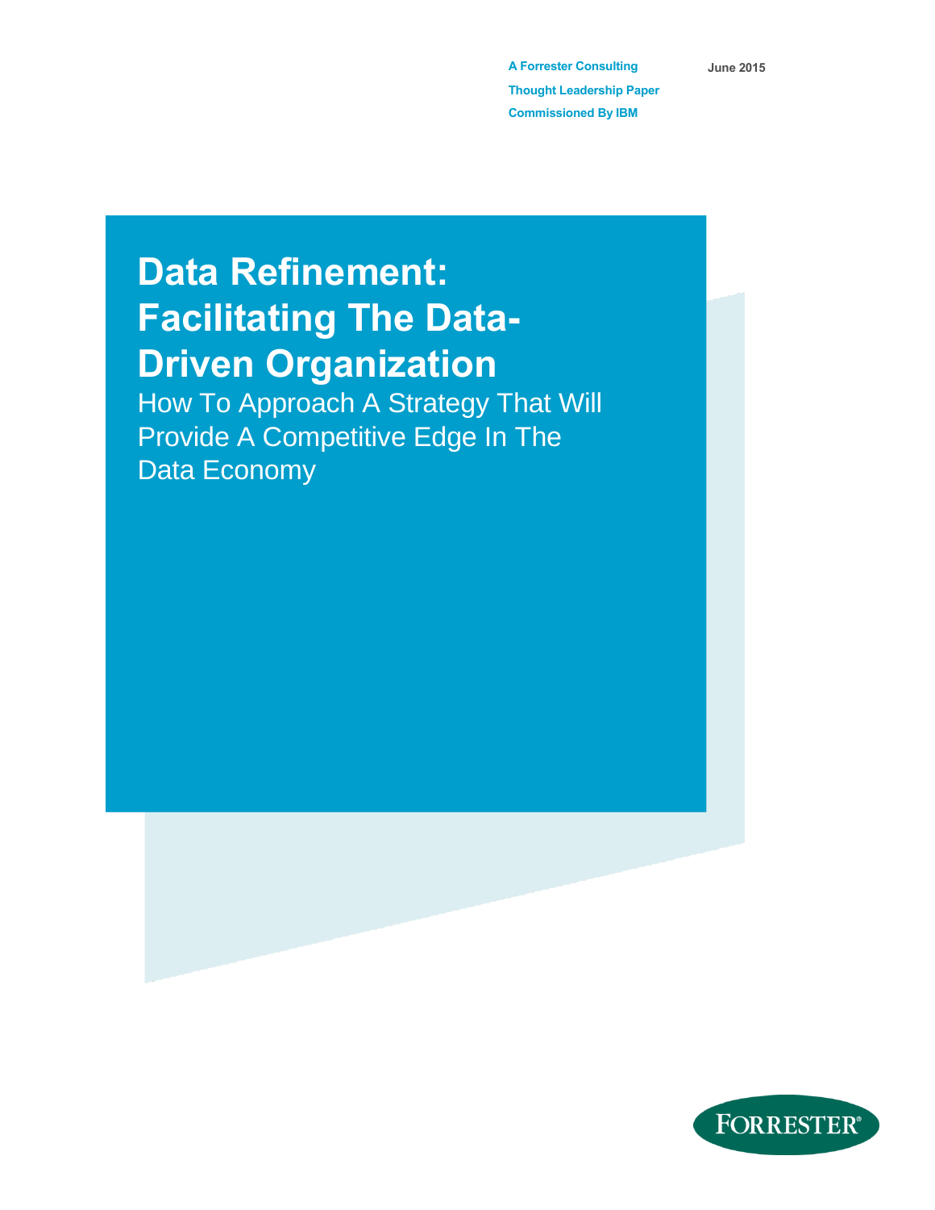A Forrester Consulting
Thought Leadership Paper
Commissioned By IBM

June 2015

# Data Refinement: Facilitating The Data-Driven Organization

How To Approach A Strategy That Will Provide A Competitive Edge In The Data Economy

FORRESTER®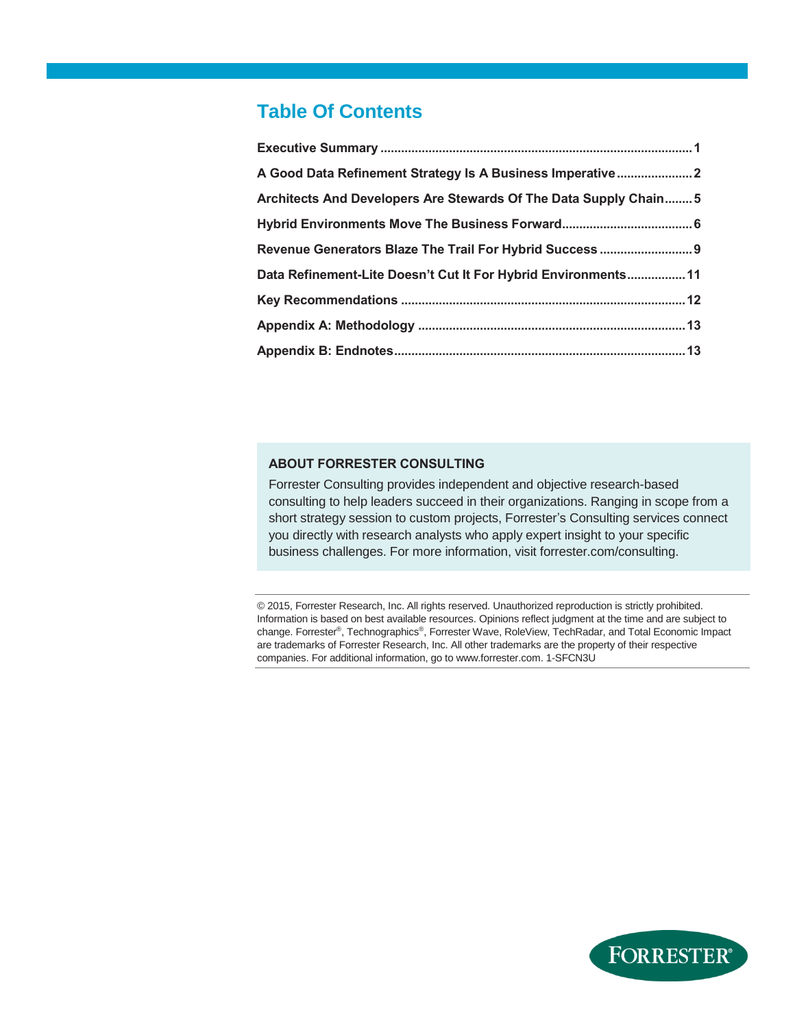## Table Of Contents

**Executive Summary** .......................................................................................... **1**

**A Good Data Refinement Strategy Is A Business Imperative** ...................... **2**

**Architects And Developers Are Stewards Of The Data Supply Chain** ........ **5**

**Hybrid Environments Move The Business Forward** ...................................... **6**

**Revenue Generators Blaze The Trail For Hybrid Success** ........................... **9**

**Data Refinement-Lite Doesn't Cut It For Hybrid Environments** ................. **11**

**Key Recommendations** .................................................................................. **12**

**Appendix A: Methodology** ............................................................................. **13**

**Appendix B: Endnotes** .................................................................................... **13**

### ABOUT FORRESTER CONSULTING

Forrester Consulting provides independent and objective research-based consulting to help leaders succeed in their organizations. Ranging in scope from a short strategy session to custom projects, Forrester's Consulting services connect you directly with research analysts who apply expert insight to your specific business challenges. For more information, visit forrester.com/consulting.

© 2015, Forrester Research, Inc. All rights reserved. Unauthorized reproduction is strictly prohibited. Information is based on best available resources. Opinions reflect judgment at the time and are subject to change. Forrester®, Technographics®, Forrester Wave, RoleView, TechRadar, and Total Economic Impact are trademarks of Forrester Research, Inc. All other trademarks are the property of their respective companies. For additional information, go to www.forrester.com. 1-SFCN3U

FORRESTER®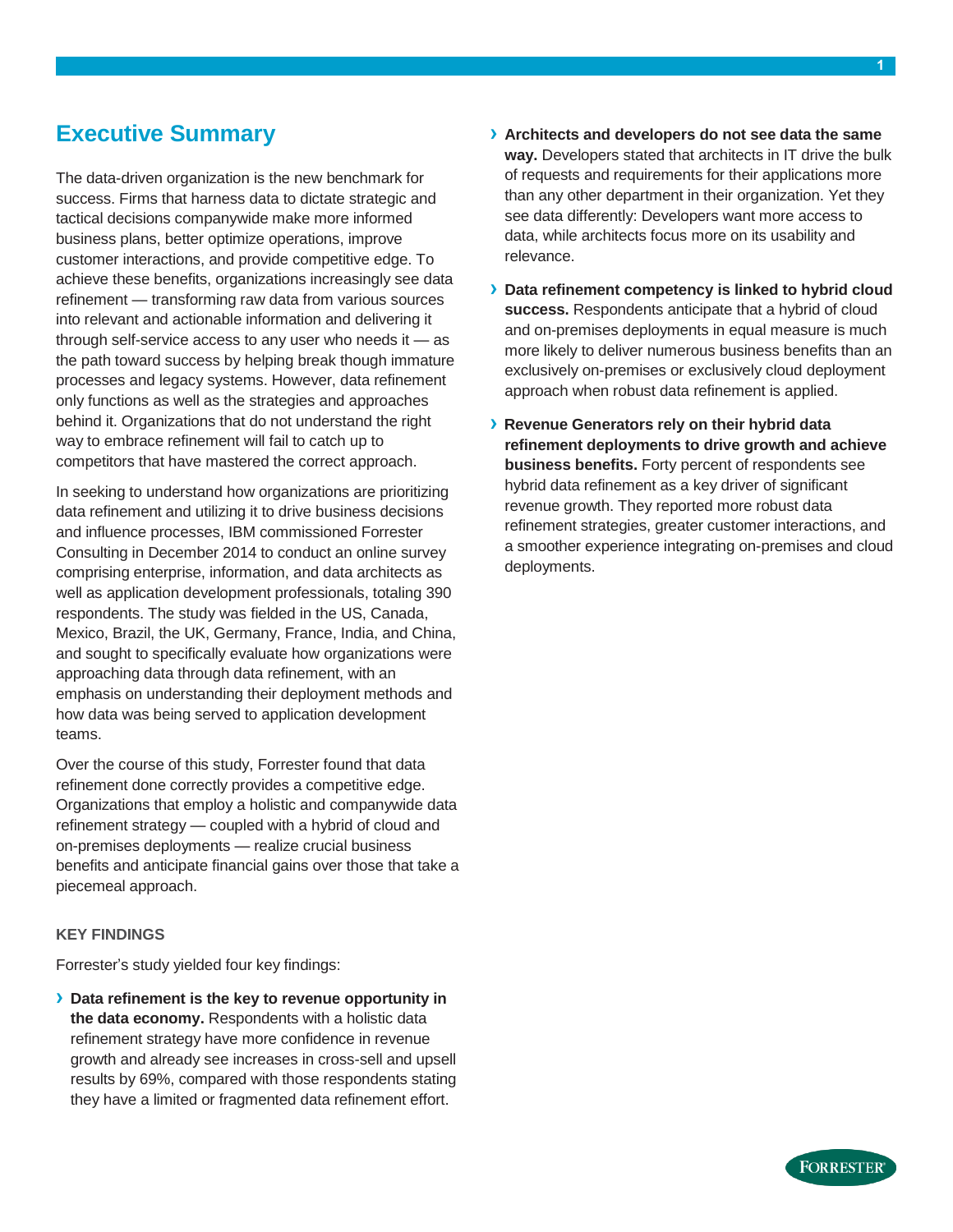## Executive Summary

The data-driven organization is the new benchmark for success. Firms that harness data to dictate strategic and tactical decisions companywide make more informed business plans, better optimize operations, improve customer interactions, and provide competitive edge. To achieve these benefits, organizations increasingly see data refinement — transforming raw data from various sources into relevant and actionable information and delivering it through self-service access to any user who needs it — as the path toward success by helping break though immature processes and legacy systems. However, data refinement only functions as well as the strategies and approaches behind it. Organizations that do not understand the right way to embrace refinement will fail to catch up to competitors that have mastered the correct approach.

In seeking to understand how organizations are prioritizing data refinement and utilizing it to drive business decisions and influence processes, IBM commissioned Forrester Consulting in December 2014 to conduct an online survey comprising enterprise, information, and data architects as well as application development professionals, totaling 390 respondents. The study was fielded in the US, Canada, Mexico, Brazil, the UK, Germany, France, India, and China, and sought to specifically evaluate how organizations were approaching data through data refinement, with an emphasis on understanding their deployment methods and how data was being served to application development teams.

Over the course of this study, Forrester found that data refinement done correctly provides a competitive edge. Organizations that employ a holistic and companywide data refinement strategy — coupled with a hybrid of cloud and on-premises deployments — realize crucial business benefits and anticipate financial gains over those that take a piecemeal approach.

### KEY FINDINGS

Forrester's study yielded four key findings:

- **Data refinement is the key to revenue opportunity in the data economy.** Respondents with a holistic data refinement strategy have more confidence in revenue growth and already see increases in cross-sell and upsell results by 69%, compared with those respondents stating they have a limited or fragmented data refinement effort.
- **Architects and developers do not see data the same way.** Developers stated that architects in IT drive the bulk of requests and requirements for their applications more than any other department in their organization. Yet they see data differently: Developers want more access to data, while architects focus more on its usability and relevance.
- **Data refinement competency is linked to hybrid cloud success.** Respondents anticipate that a hybrid of cloud and on-premises deployments in equal measure is much more likely to deliver numerous business benefits than an exclusively on-premises or exclusively cloud deployment approach when robust data refinement is applied.
- **Revenue Generators rely on their hybrid data refinement deployments to drive growth and achieve business benefits.** Forty percent of respondents see hybrid data refinement as a key driver of significant revenue growth. They reported more robust data refinement strategies, greater customer interactions, and a smoother experience integrating on-premises and cloud deployments.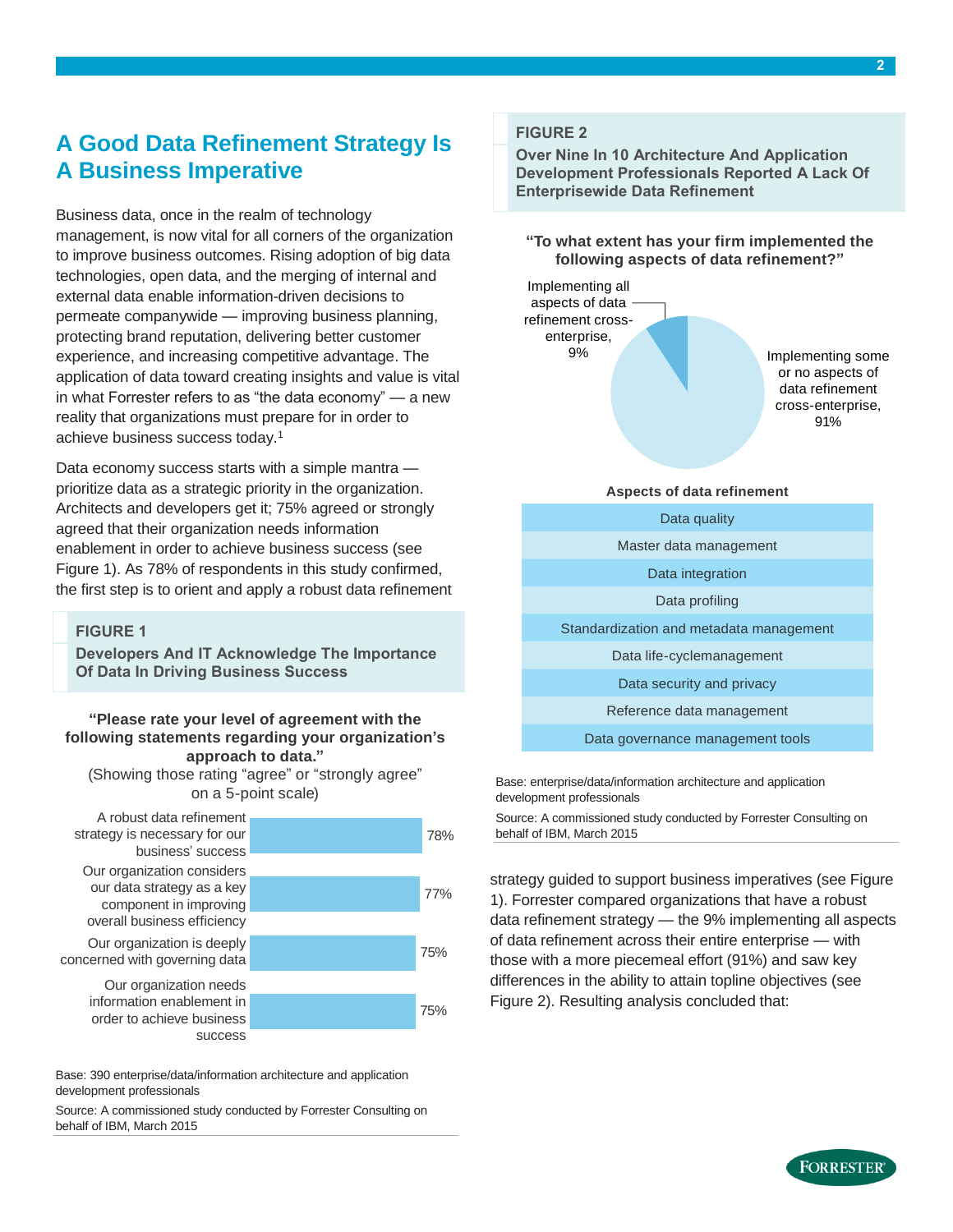## A Good Data Refinement Strategy Is A Business Imperative

Business data, once in the realm of technology management, is now vital for all corners of the organization to improve business outcomes. Rising adoption of big data technologies, open data, and the merging of internal and external data enable information-driven decisions to permeate companywide — improving business planning, protecting brand reputation, delivering better customer experience, and increasing competitive advantage. The application of data toward creating insights and value is vital in what Forrester refers to as "the data economy" — a new reality that organizations must prepare for in order to achieve business success today.[1]

Data economy success starts with a simple mantra — prioritize data as a strategic priority in the organization. Architects and developers get it; 75% agreed or strongly agreed that their organization needs information enablement in order to achieve business success (see Figure 1). As 78% of respondents in this study confirmed, the first step is to orient and apply a robust data refinement strategy guided to support business imperatives (see Figure 1). Forrester compared organizations that have a robust data refinement strategy — the 9% implementing all aspects of data refinement across their entire enterprise — with those with a more piecemeal effort (91%) and saw key differences in the ability to attain topline objectives (see Figure 2). Resulting analysis concluded that:

**FIGURE 1**

**Developers And IT Acknowledge The Importance Of Data In Driving Business Success**

**"Please rate your level of agreement with the following statements regarding your organization's approach to data."**

(Showing those rating "agree" or "strongly agree" on a 5-point scale)

| Statement | Percentage |
| --- | --- |
| A robust data refinement strategy is necessary for our business' success | 78% |
| Our organization considers our data strategy as a key component in improving overall business efficiency | 77% |
| Our organization is deeply concerned with governing data | 75% |
| Our organization needs information enablement in order to achieve business success | 75% |

Base: 390 enterprise/data/information architecture and application development professionals

Source: A commissioned study conducted by Forrester Consulting on behalf of IBM, March 2015

**FIGURE 2**

**Over Nine In 10 Architecture And Application Development Professionals Reported A Lack Of Enterprisewide Data Refinement**

**"To what extent has your firm implemented the following aspects of data refinement?"**

| Response | Percentage |
| --- | --- |
| Implementing all aspects of data refinement cross-enterprise | 9% |
| Implementing some or no aspects of data refinement cross-enterprise | 91% |

| Aspects of data refinement |
| --- |
| Data quality |
| Master data management |
| Data integration |
| Data profiling |
| Standardization and metadata management |
| Data life-cyclemanagement |
| Data security and privacy |
| Reference data management |
| Data governance management tools |

Base: enterprise/data/information architecture and application development professionals

Source: A commissioned study conducted by Forrester Consulting on behalf of IBM, March 2015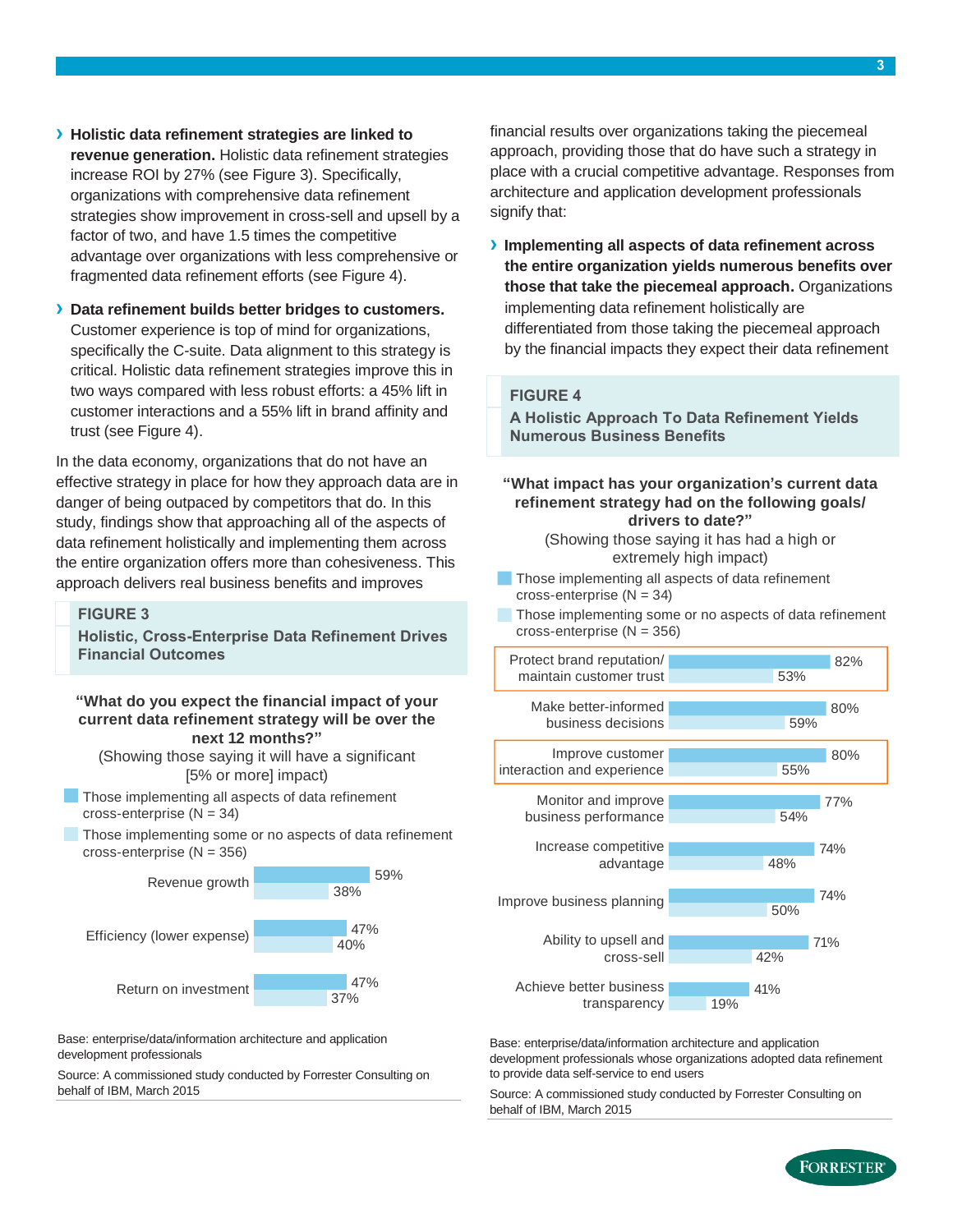- **Holistic data refinement strategies are linked to revenue generation.** Holistic data refinement strategies increase ROI by 27% (see Figure 3). Specifically, organizations with comprehensive data refinement strategies show improvement in cross-sell and upsell by a factor of two, and have 1.5 times the competitive advantage over organizations with less comprehensive or fragmented data refinement efforts (see Figure 4).

- **Data refinement builds better bridges to customers.** Customer experience is top of mind for organizations, specifically the C-suite. Data alignment to this strategy is critical. Holistic data refinement strategies improve this in two ways compared with less robust efforts: a 45% lift in customer interactions and a 55% lift in brand affinity and trust (see Figure 4).

In the data economy, organizations that do not have an effective strategy in place for how they approach data are in danger of being outpaced by competitors that do. In this study, findings show that approaching all of the aspects of data refinement holistically and implementing them across the entire organization offers more than cohesiveness. This approach delivers real business benefits and improves financial results over organizations taking the piecemeal approach, providing those that do have such a strategy in place with a crucial competitive advantage. Responses from architecture and application development professionals signify that:

- **Implementing all aspects of data refinement across the entire organization yields numerous benefits over those that take the piecemeal approach.** Organizations implementing data refinement holistically are differentiated from those taking the piecemeal approach by the financial impacts they expect their data refinement

### FIGURE 3
**Holistic, Cross-Enterprise Data Refinement Drives Financial Outcomes**

**"What do you expect the financial impact of your current data refinement strategy will be over the next 12 months?"**
(Showing those saying it will have a significant [5% or more] impact)

| | Those implementing all aspects of data refinement cross-enterprise (N = 34) | Those implementing some or no aspects of data refinement cross-enterprise (N = 356) |
|---|---|---|
| Revenue growth | 59% | 38% |
| Efficiency (lower expense) | 47% | 40% |
| Return on investment | 47% | 37% |

Base: enterprise/data/information architecture and application development professionals

Source: A commissioned study conducted by Forrester Consulting on behalf of IBM, March 2015

### FIGURE 4
**A Holistic Approach To Data Refinement Yields Numerous Business Benefits**

**"What impact has your organization's current data refinement strategy had on the following goals/ drivers to date?"**
(Showing those saying it has had a high or extremely high impact)

| | Those implementing all aspects of data refinement cross-enterprise (N = 34) | Those implementing some or no aspects of data refinement cross-enterprise (N = 356) |
|---|---|---|
| Protect brand reputation/ maintain customer trust | 82% | 53% |
| Make better-informed business decisions | 80% | 59% |
| Improve customer interaction and experience | 80% | 55% |
| Monitor and improve business performance | 77% | 54% |
| Increase competitive advantage | 74% | 48% |
| Improve business planning | 74% | 50% |
| Ability to upsell and cross-sell | 71% | 42% |
| Achieve better business transparency | 41% | 19% |

Base: enterprise/data/information architecture and application development professionals whose organizations adopted data refinement to provide data self-service to end users

Source: A commissioned study conducted by Forrester Consulting on behalf of IBM, March 2015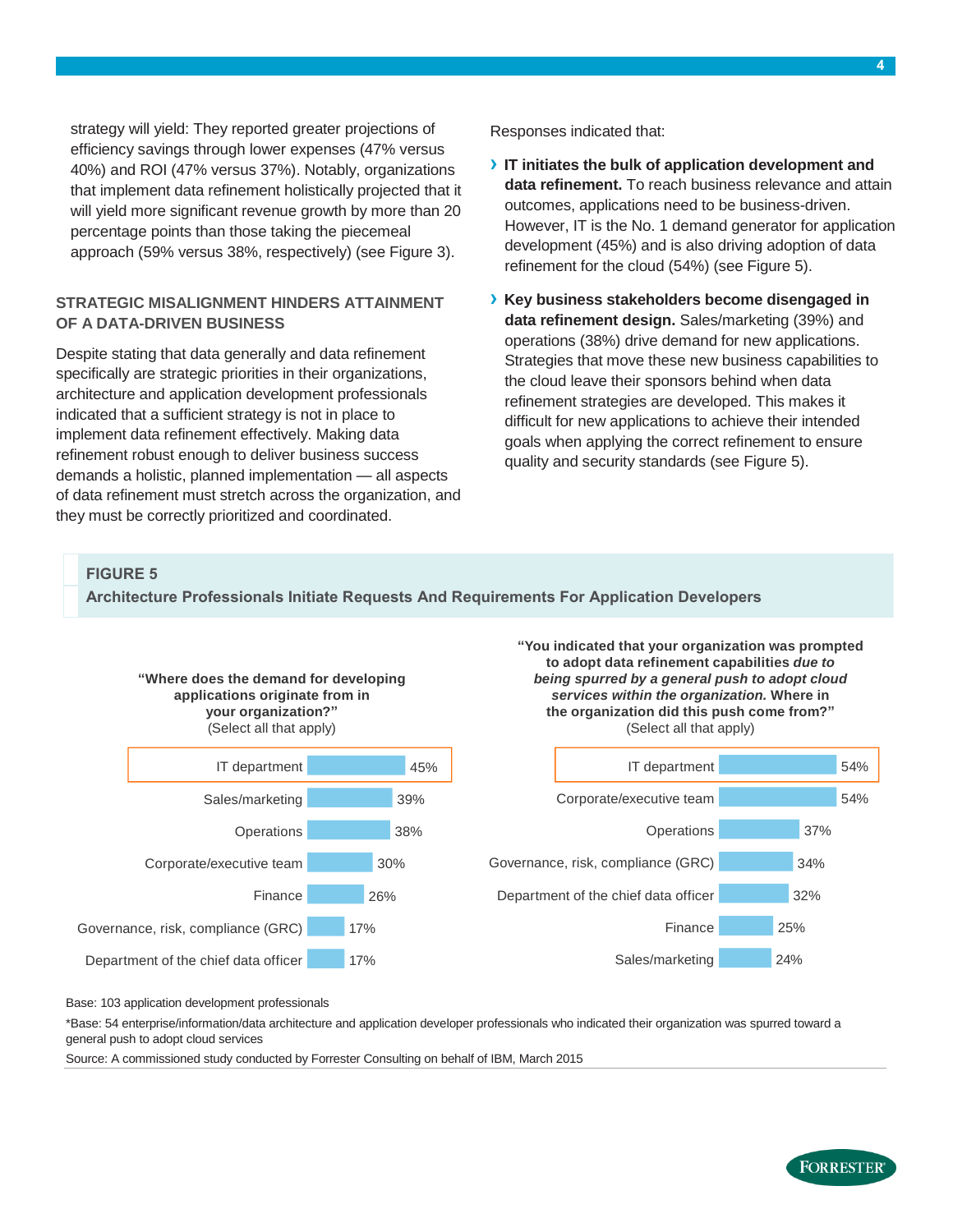strategy will yield: They reported greater projections of efficiency savings through lower expenses (47% versus 40%) and ROI (47% versus 37%). Notably, organizations that implement data refinement holistically projected that it will yield more significant revenue growth by more than 20 percentage points than those taking the piecemeal approach (59% versus 38%, respectively) (see Figure 3).

## STRATEGIC MISALIGNMENT HINDERS ATTAINMENT OF A DATA-DRIVEN BUSINESS

Despite stating that data generally and data refinement specifically are strategic priorities in their organizations, architecture and application development professionals indicated that a sufficient strategy is not in place to implement data refinement effectively. Making data refinement robust enough to deliver business success demands a holistic, planned implementation — all aspects of data refinement must stretch across the organization, and they must be correctly prioritized and coordinated.

Responses indicated that:

- **IT initiates the bulk of application development and data refinement.** To reach business relevance and attain outcomes, applications need to be business-driven. However, IT is the No. 1 demand generator for application development (45%) and is also driving adoption of data refinement for the cloud (54%) (see Figure 5).
- **Key business stakeholders become disengaged in data refinement design.** Sales/marketing (39%) and operations (38%) drive demand for new applications. Strategies that move these new business capabilities to the cloud leave their sponsors behind when data refinement strategies are developed. This makes it difficult for new applications to achieve their intended goals when applying the correct refinement to ensure quality and security standards (see Figure 5).

**FIGURE 5**

**Architecture Professionals Initiate Requests And Requirements For Application Developers**

**"Where does the demand for developing applications originate from in your organization?"**
(Select all that apply)

| Department | % |
|---|---|
| IT department | 45% |
| Sales/marketing | 39% |
| Operations | 38% |
| Corporate/executive team | 30% |
| Finance | 26% |
| Governance, risk, compliance (GRC) | 17% |
| Department of the chief data officer | 17% |

**"You indicated that your organization was prompted to adopt data refinement capabilities *due to being spurred by a general push to adopt cloud services within the organization.* Where in the organization did this push come from?"**
(Select all that apply)

| Department | % |
|---|---|
| IT department | 54% |
| Corporate/executive team | 54% |
| Operations | 37% |
| Governance, risk, compliance (GRC) | 34% |
| Department of the chief data officer | 32% |
| Finance | 25% |
| Sales/marketing | 24% |

Base: 103 application development professionals

*Base: 54 enterprise/information/data architecture and application developer professionals who indicated their organization was spurred toward a general push to adopt cloud services

Source: A commissioned study conducted by Forrester Consulting on behalf of IBM, March 2015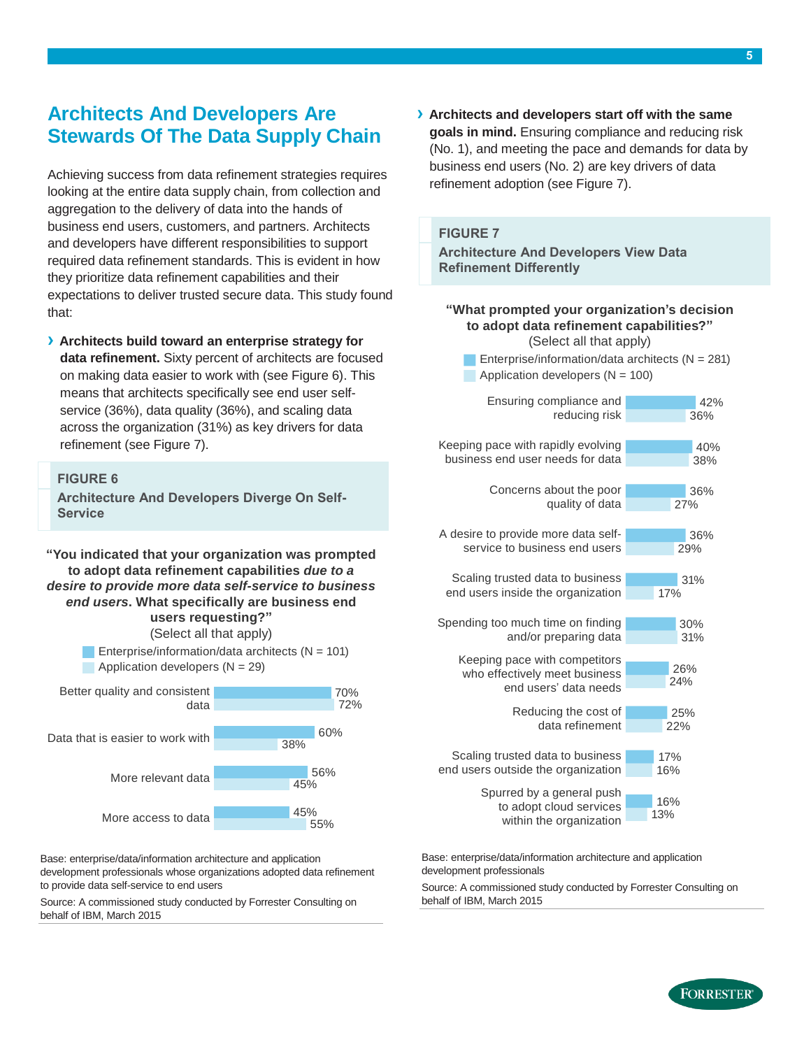## Architects And Developers Are Stewards Of The Data Supply Chain

Achieving success from data refinement strategies requires looking at the entire data supply chain, from collection and aggregation to the delivery of data into the hands of business end users, customers, and partners. Architects and developers have different responsibilities to support required data refinement standards. This is evident in how they prioritize data refinement capabilities and their expectations to deliver trusted secure data. This study found that:

- **Architects build toward an enterprise strategy for data refinement.** Sixty percent of architects are focused on making data easier to work with (see Figure 6). This means that architects specifically see end user self-service (36%), data quality (36%), and scaling data across the organization (31%) as key drivers for data refinement (see Figure 7).

**FIGURE 6**

**Architecture And Developers Diverge On Self-Service**

**"You indicated that your organization was prompted to adopt data refinement capabilities *due to a desire to provide more data self-service to business end users*. What specifically are business end users requesting?"**
(Select all that apply)

| | Enterprise/information/data architects (N = 101) | Application developers (N = 29) |
|---|---|---|
| Better quality and consistent data | 70% | 72% |
| Data that is easier to work with | 60% | 38% |
| More relevant data | 56% | 45% |
| More access to data | 45% | 55% |

Base: enterprise/data/information architecture and application development professionals whose organizations adopted data refinement to provide data self-service to end users

Source: A commissioned study conducted by Forrester Consulting on behalf of IBM, March 2015

- **Architects and developers start off with the same goals in mind.** Ensuring compliance and reducing risk (No. 1), and meeting the pace and demands for data by business end users (No. 2) are key drivers of data refinement adoption (see Figure 7).

**FIGURE 7**

**Architecture And Developers View Data Refinement Differently**

**"What prompted your organization's decision to adopt data refinement capabilities?"**
(Select all that apply)

| | Enterprise/information/data architects (N = 281) | Application developers (N = 100) |
|---|---|---|
| Ensuring compliance and reducing risk | 42% | 36% |
| Keeping pace with rapidly evolving business end user needs for data | 40% | 38% |
| Concerns about the poor quality of data | 36% | 27% |
| A desire to provide more data self-service to business end users | 36% | 29% |
| Scaling trusted data to business end users inside the organization | 31% | 17% |
| Spending too much time on finding and/or preparing data | 30% | 31% |
| Keeping pace with competitors who effectively meet business end users' data needs | 26% | 24% |
| Reducing the cost of data refinement | 25% | 22% |
| Scaling trusted data to business end users outside the organization | 17% | 16% |
| Spurred by a general push to adopt cloud services within the organization | 16% | 13% |

Base: enterprise/data/information architecture and application development professionals

Source: A commissioned study conducted by Forrester Consulting on behalf of IBM, March 2015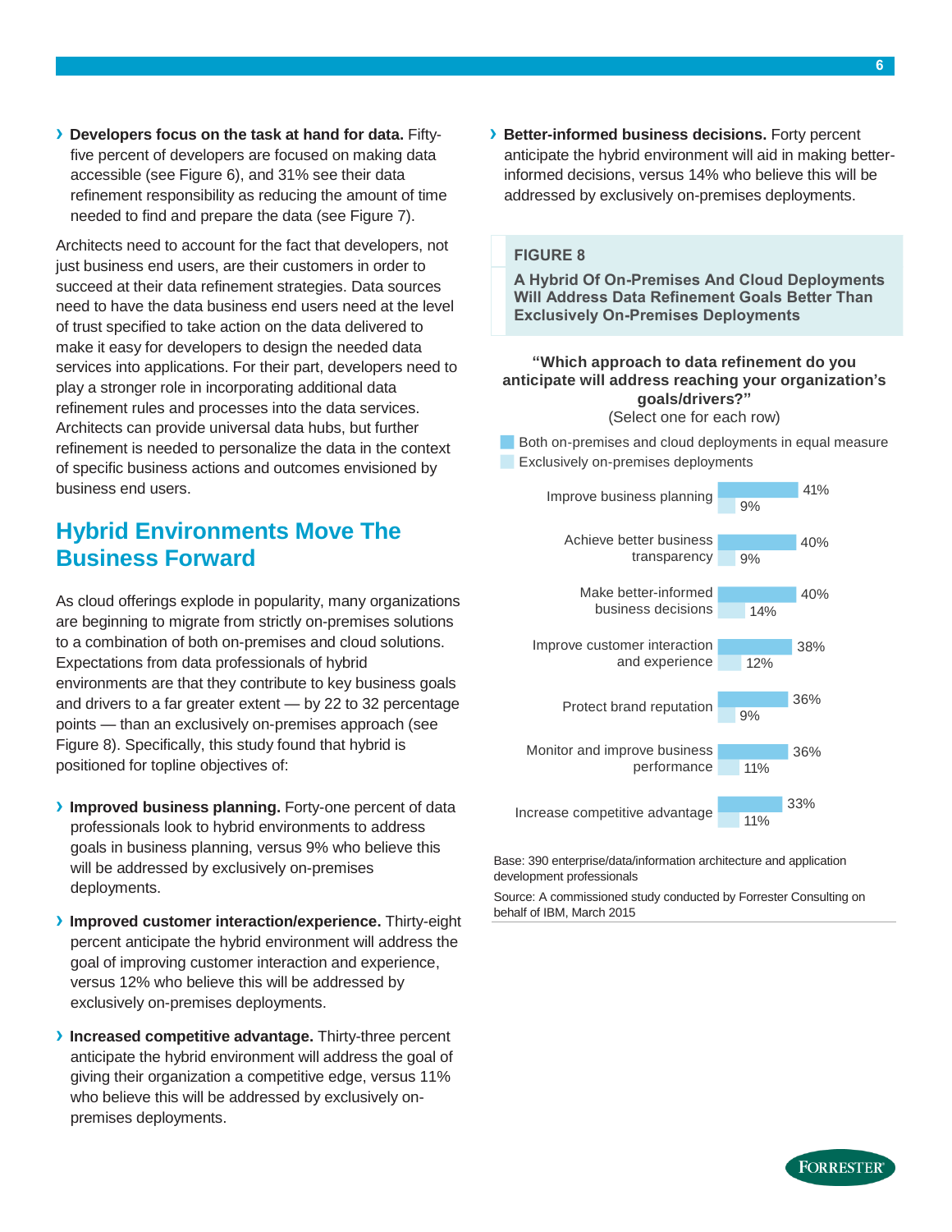- **Developers focus on the task at hand for data.** Fifty-five percent of developers are focused on making data accessible (see Figure 6), and 31% see their data refinement responsibility as reducing the amount of time needed to find and prepare the data (see Figure 7).

Architects need to account for the fact that developers, not just business end users, are their customers in order to succeed at their data refinement strategies. Data sources need to have the data business end users need at the level of trust specified to take action on the data delivered to make it easy for developers to design the needed data services into applications. For their part, developers need to play a stronger role in incorporating additional data refinement rules and processes into the data services. Architects can provide universal data hubs, but further refinement is needed to personalize the data in the context of specific business actions and outcomes envisioned by business end users.

## Hybrid Environments Move The Business Forward

As cloud offerings explode in popularity, many organizations are beginning to migrate from strictly on-premises solutions to a combination of both on-premises and cloud solutions. Expectations from data professionals of hybrid environments are that they contribute to key business goals and drivers to a far greater extent — by 22 to 32 percentage points — than an exclusively on-premises approach (see Figure 8). Specifically, this study found that hybrid is positioned for topline objectives of:

- **Improved business planning.** Forty-one percent of data professionals look to hybrid environments to address goals in business planning, versus 9% who believe this will be addressed by exclusively on-premises deployments.
- **Improved customer interaction/experience.** Thirty-eight percent anticipate the hybrid environment will address the goal of improving customer interaction and experience, versus 12% who believe this will be addressed by exclusively on-premises deployments.
- **Increased competitive advantage.** Thirty-three percent anticipate the hybrid environment will address the goal of giving their organization a competitive edge, versus 11% who believe this will be addressed by exclusively on-premises deployments.
- **Better-informed business decisions.** Forty percent anticipate the hybrid environment will aid in making better-informed decisions, versus 14% who believe this will be addressed by exclusively on-premises deployments.

**FIGURE 8**

**A Hybrid Of On-Premises And Cloud Deployments Will Address Data Refinement Goals Better Than Exclusively On-Premises Deployments**

**"Which approach to data refinement do you anticipate will address reaching your organization's goals/drivers?"**
(Select one for each row)

| | Both on-premises and cloud deployments in equal measure | Exclusively on-premises deployments |
|---|---|---|
| Improve business planning | 41% | 9% |
| Achieve better business transparency | 40% | 9% |
| Make better-informed business decisions | 40% | 14% |
| Improve customer interaction and experience | 38% | 12% |
| Protect brand reputation | 36% | 9% |
| Monitor and improve business performance | 36% | 11% |
| Increase competitive advantage | 33% | 11% |

Base: 390 enterprise/data/information architecture and application development professionals

Source: A commissioned study conducted by Forrester Consulting on behalf of IBM, March 2015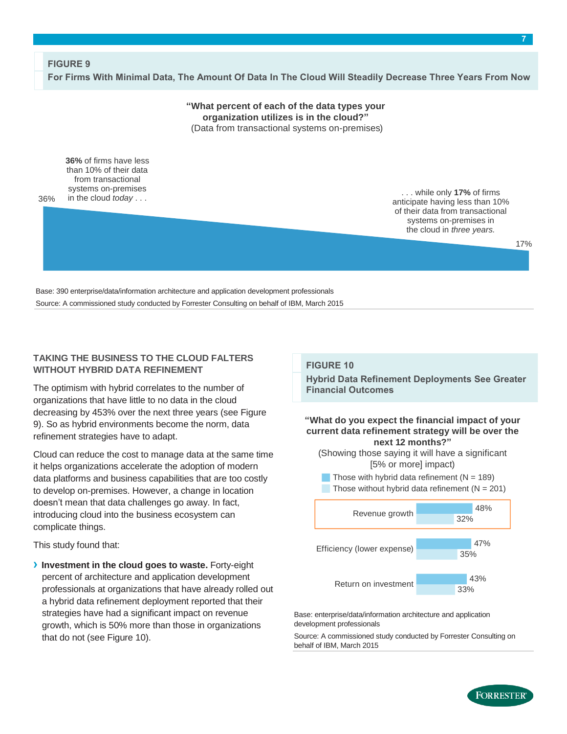### FIGURE 9

**For Firms With Minimal Data, The Amount Of Data In The Cloud Will Steadily Decrease Three Years From Now**

**"What percent of each of the data types your organization utilizes is in the cloud?"**
(Data from transactional systems on-premises)

36%

**36%** of firms have less than 10% of their data from transactional systems on-premises in the cloud *today* . . .

. . . while only **17%** of firms anticipate having less than 10% of their data from transactional systems on-premises in the cloud in *three years.*

17%

Base: 390 enterprise/data/information architecture and application development professionals

Source: A commissioned study conducted by Forrester Consulting on behalf of IBM, March 2015

## TAKING THE BUSINESS TO THE CLOUD FALTERS WITHOUT HYBRID DATA REFINEMENT

The optimism with hybrid correlates to the number of organizations that have little to no data in the cloud decreasing by 453% over the next three years (see Figure 9). So as hybrid environments become the norm, data refinement strategies have to adapt.

Cloud can reduce the cost to manage data at the same time it helps organizations accelerate the adoption of modern data platforms and business capabilities that are too costly to develop on-premises. However, a change in location doesn't mean that data challenges go away. In fact, introducing cloud into the business ecosystem can complicate things.

This study found that:

- **Investment in the cloud goes to waste.** Forty-eight percent of architecture and application development professionals at organizations that have already rolled out a hybrid data refinement deployment reported that their strategies have had a significant impact on revenue growth, which is 50% more than those in organizations that do not (see Figure 10).

### FIGURE 10

**Hybrid Data Refinement Deployments See Greater Financial Outcomes**

**"What do you expect the financial impact of your current data refinement strategy will be over the next 12 months?"**
(Showing those saying it will have a significant [5% or more] impact)

| | Those with hybrid data refinement (N = 189) | Those without hybrid data refinement (N = 201) |
|---|---|---|
| Revenue growth | 48% | 32% |
| Efficiency (lower expense) | 47% | 35% |
| Return on investment | 43% | 33% |

Base: enterprise/data/information architecture and application development professionals

Source: A commissioned study conducted by Forrester Consulting on behalf of IBM, March 2015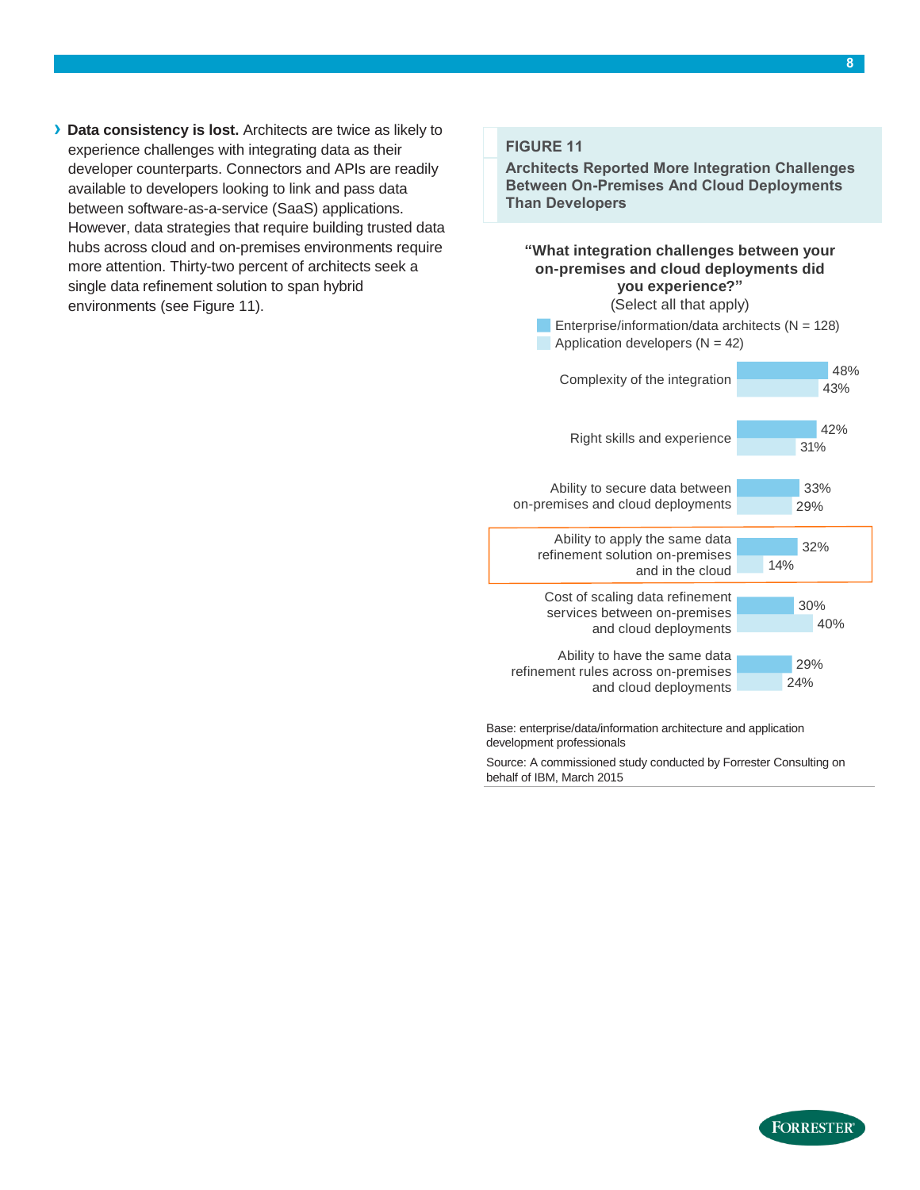- **Data consistency is lost.** Architects are twice as likely to experience challenges with integrating data as their developer counterparts. Connectors and APIs are readily available to developers looking to link and pass data between software-as-a-service (SaaS) applications. However, data strategies that require building trusted data hubs across cloud and on-premises environments require more attention. Thirty-two percent of architects seek a single data refinement solution to span hybrid environments (see Figure 11).

**FIGURE 11**

**Architects Reported More Integration Challenges Between On-Premises And Cloud Deployments Than Developers**

**"What integration challenges between your on-premises and cloud deployments did you experience?"**
(Select all that apply)

| Challenge | Enterprise/information/data architects (N = 128) | Application developers (N = 42) |
|---|---|---|
| Complexity of the integration | 48% | 43% |
| Right skills and experience | 42% | 31% |
| Ability to secure data between on-premises and cloud deployments | 33% | 29% |
| Ability to apply the same data refinement solution on-premises and in the cloud | 32% | 14% |
| Cost of scaling data refinement services between on-premises and cloud deployments | 30% | 40% |
| Ability to have the same data refinement rules across on-premises and cloud deployments | 29% | 24% |

Base: enterprise/data/information architecture and application development professionals

Source: A commissioned study conducted by Forrester Consulting on behalf of IBM, March 2015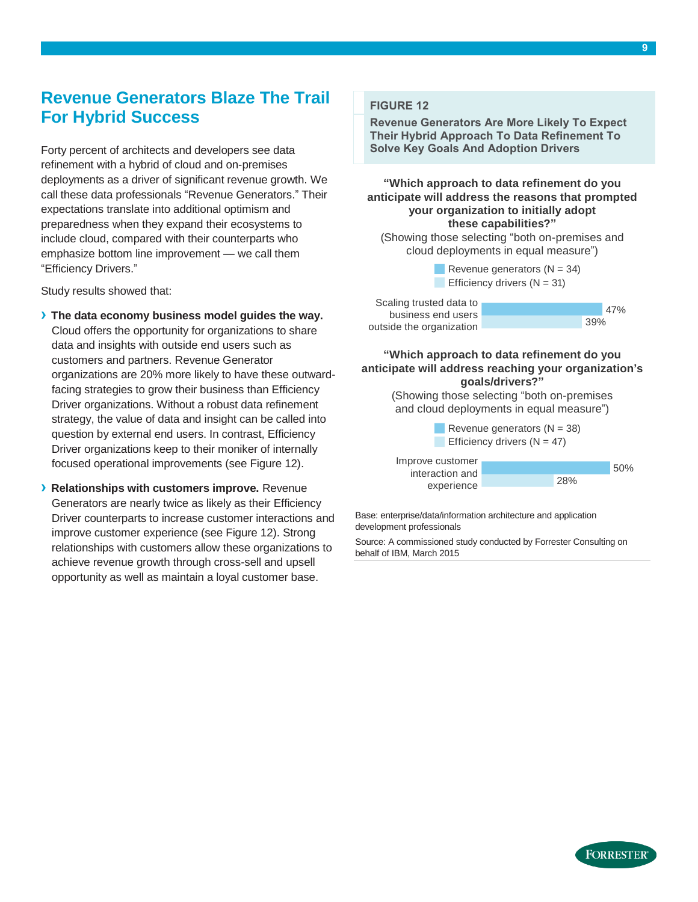## Revenue Generators Blaze The Trail For Hybrid Success

Forty percent of architects and developers see data refinement with a hybrid of cloud and on-premises deployments as a driver of significant revenue growth. We call these data professionals "Revenue Generators." Their expectations translate into additional optimism and preparedness when they expand their ecosystems to include cloud, compared with their counterparts who emphasize bottom line improvement — we call them "Efficiency Drivers."

Study results showed that:

- **The data economy business model guides the way.** Cloud offers the opportunity for organizations to share data and insights with outside end users such as customers and partners. Revenue Generator organizations are 20% more likely to have these outward-facing strategies to grow their business than Efficiency Driver organizations. Without a robust data refinement strategy, the value of data and insight can be called into question by external end users. In contrast, Efficiency Driver organizations keep to their moniker of internally focused operational improvements (see Figure 12).
- **Relationships with customers improve.** Revenue Generators are nearly twice as likely as their Efficiency Driver counterparts to increase customer interactions and improve customer experience (see Figure 12). Strong relationships with customers allow these organizations to achieve revenue growth through cross-sell and upsell opportunity as well as maintain a loyal customer base.

**FIGURE 12**

**Revenue Generators Are More Likely To Expect Their Hybrid Approach To Data Refinement To Solve Key Goals And Adoption Drivers**

**"Which approach to data refinement do you anticipate will address the reasons that prompted your organization to initially adopt these capabilities?"**

(Showing those selecting "both on-premises and cloud deployments in equal measure")

| | Revenue generators (N = 34) | Efficiency drivers (N = 31) |
|---|---|---|
| Scaling trusted data to business end users outside the organization | 47% | 39% |

**"Which approach to data refinement do you anticipate will address reaching your organization's goals/drivers?"**

(Showing those selecting "both on-premises and cloud deployments in equal measure")

| | Revenue generators (N = 38) | Efficiency drivers (N = 47) |
|---|---|---|
| Improve customer interaction and experience | 50% | 28% |

Base: enterprise/data/information architecture and application development professionals

Source: A commissioned study conducted by Forrester Consulting on behalf of IBM, March 2015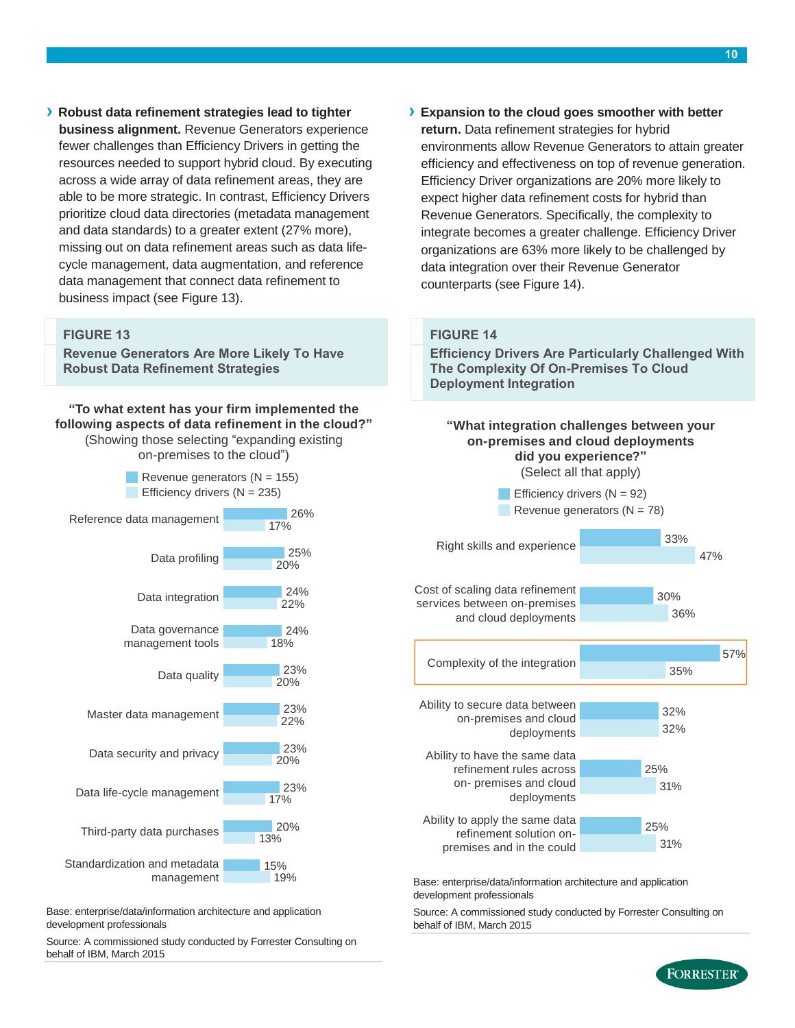**› Robust data refinement strategies lead to tighter business alignment.** Revenue Generators experience fewer challenges than Efficiency Drivers in getting the resources needed to support hybrid cloud. By executing across a wide array of data refinement areas, they are able to be more strategic. In contrast, Efficiency Drivers prioritize cloud data directories (metadata management and data standards) to a greater extent (27% more), missing out on data refinement areas such as data life-cycle management, data augmentation, and reference data management that connect data refinement to business impact (see Figure 13).

### FIGURE 13

**Revenue Generators Are More Likely To Have Robust Data Refinement Strategies**

**"To what extent has your firm implemented the following aspects of data refinement in the cloud?"**
(Showing those selecting "expanding existing on-premises to the cloud")

| Aspect | Revenue generators (N = 155) | Efficiency drivers (N = 235) |
|---|---|---|
| Reference data management | 26% | 17% |
| Data profiling | 25% | 20% |
| Data integration | 24% | 22% |
| Data governance management tools | 24% | 18% |
| Data quality | 23% | 20% |
| Master data management | 23% | 22% |
| Data security and privacy | 23% | 20% |
| Data life-cycle management | 23% | 17% |
| Third-party data purchases | 20% | 13% |
| Standardization and metadata management | 15% | 19% |

Base: enterprise/data/information architecture and application development professionals

Source: A commissioned study conducted by Forrester Consulting on behalf of IBM, March 2015

**› Expansion to the cloud goes smoother with better return.** Data refinement strategies for hybrid environments allow Revenue Generators to attain greater efficiency and effectiveness on top of revenue generation. Efficiency Driver organizations are 20% more likely to expect higher data refinement costs for hybrid than Revenue Generators. Specifically, the complexity to integrate becomes a greater challenge. Efficiency Driver organizations are 63% more likely to be challenged by data integration over their Revenue Generator counterparts (see Figure 14).

### FIGURE 14

**Efficiency Drivers Are Particularly Challenged With The Complexity Of On-Premises To Cloud Deployment Integration**

**"What integration challenges between your on-premises and cloud deployments did you experience?"**
(Select all that apply)

| Challenge | Efficiency drivers (N = 92) | Revenue generators (N = 78) |
|---|---|---|
| Right skills and experience | 33% | 47% |
| Cost of scaling data refinement services between on-premises and cloud deployments | 30% | 36% |
| Complexity of the integration | 57% | 35% |
| Ability to secure data between on-premises and cloud deployments | 32% | 32% |
| Ability to have the same data refinement rules across on- premises and cloud deployments | 25% | 31% |
| Ability to apply the same data refinement solution on-premises and in the could | 25% | 31% |

Base: enterprise/data/information architecture and application development professionals

Source: A commissioned study conducted by Forrester Consulting on behalf of IBM, March 2015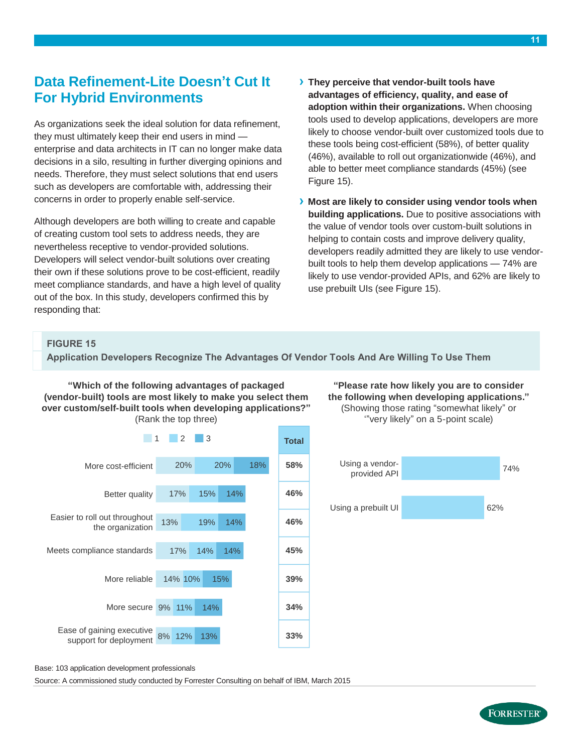## Data Refinement-Lite Doesn't Cut It For Hybrid Environments

As organizations seek the ideal solution for data refinement, they must ultimately keep their end users in mind — enterprise and data architects in IT can no longer make data decisions in a silo, resulting in further diverging opinions and needs. Therefore, they must select solutions that end users such as developers are comfortable with, addressing their concerns in order to properly enable self-service.

Although developers are both willing to create and capable of creating custom tool sets to address needs, they are nevertheless receptive to vendor-provided solutions. Developers will select vendor-built solutions over creating their own if these solutions prove to be cost-efficient, readily meet compliance standards, and have a high level of quality out of the box. In this study, developers confirmed this by responding that:

- **They perceive that vendor-built tools have advantages of efficiency, quality, and ease of adoption within their organizations.** When choosing tools used to develop applications, developers are more likely to choose vendor-built over customized tools due to these tools being cost-efficient (58%), of better quality (46%), available to roll out organizationwide (46%), and able to better meet compliance standards (45%) (see Figure 15).
- **Most are likely to consider using vendor tools when building applications.** Due to positive associations with the value of vendor tools over custom-built solutions in helping to contain costs and improve delivery quality, developers readily admitted they are likely to use vendor-built tools to help them develop applications — 74% are likely to use vendor-provided APIs, and 62% are likely to use prebuilt UIs (see Figure 15).

**FIGURE 15**

**Application Developers Recognize The Advantages Of Vendor Tools And Are Willing To Use Them**

**"Which of the following advantages of packaged (vendor-built) tools are most likely to make you select them over custom/self-built tools when developing applications?"** (Rank the top three)

| | 1 | 2 | 3 | Total |
|---|---|---|---|---|
| More cost-efficient | 20% | 20% | 18% | 58% |
| Better quality | 17% | 15% | 14% | 46% |
| Easier to roll out throughout the organization | 13% | 19% | 14% | 46% |
| Meets compliance standards | 17% | 14% | 14% | 45% |
| More reliable | 14% | 10% | 15% | 39% |
| More secure | 9% | 11% | 14% | 34% |
| Ease of gaining executive support for deployment | 8% | 12% | 13% | 33% |

**"Please rate how likely you are to consider the following when developing applications."** (Showing those rating "somewhat likely" or "very likely" on a 5-point scale)

| | |
|---|---|
| Using a vendor-provided API | 74% |
| Using a prebuilt UI | 62% |

Base: 103 application development professionals

Source: A commissioned study conducted by Forrester Consulting on behalf of IBM, March 2015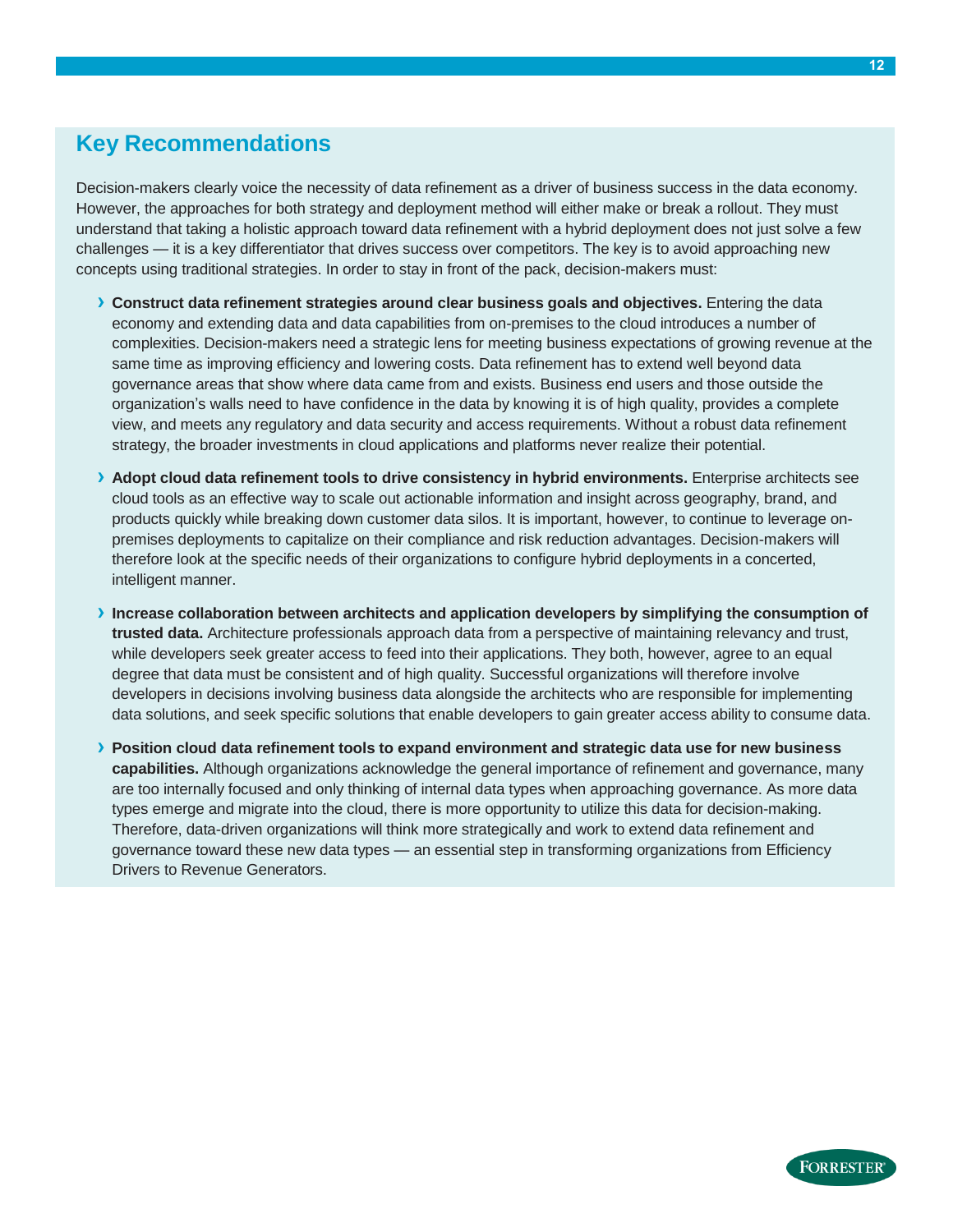## Key Recommendations

Decision-makers clearly voice the necessity of data refinement as a driver of business success in the data economy. However, the approaches for both strategy and deployment method will either make or break a rollout. They must understand that taking a holistic approach toward data refinement with a hybrid deployment does not just solve a few challenges — it is a key differentiator that drives success over competitors. The key is to avoid approaching new concepts using traditional strategies. In order to stay in front of the pack, decision-makers must:

- **Construct data refinement strategies around clear business goals and objectives.** Entering the data economy and extending data and data capabilities from on-premises to the cloud introduces a number of complexities. Decision-makers need a strategic lens for meeting business expectations of growing revenue at the same time as improving efficiency and lowering costs. Data refinement has to extend well beyond data governance areas that show where data came from and exists. Business end users and those outside the organization's walls need to have confidence in the data by knowing it is of high quality, provides a complete view, and meets any regulatory and data security and access requirements. Without a robust data refinement strategy, the broader investments in cloud applications and platforms never realize their potential.

- **Adopt cloud data refinement tools to drive consistency in hybrid environments.** Enterprise architects see cloud tools as an effective way to scale out actionable information and insight across geography, brand, and products quickly while breaking down customer data silos. It is important, however, to continue to leverage on-premises deployments to capitalize on their compliance and risk reduction advantages. Decision-makers will therefore look at the specific needs of their organizations to configure hybrid deployments in a concerted, intelligent manner.

- **Increase collaboration between architects and application developers by simplifying the consumption of trusted data.** Architecture professionals approach data from a perspective of maintaining relevancy and trust, while developers seek greater access to feed into their applications. They both, however, agree to an equal degree that data must be consistent and of high quality. Successful organizations will therefore involve developers in decisions involving business data alongside the architects who are responsible for implementing data solutions, and seek specific solutions that enable developers to gain greater access ability to consume data.

- **Position cloud data refinement tools to expand environment and strategic data use for new business capabilities.** Although organizations acknowledge the general importance of refinement and governance, many are too internally focused and only thinking of internal data types when approaching governance. As more data types emerge and migrate into the cloud, there is more opportunity to utilize this data for decision-making. Therefore, data-driven organizations will think more strategically and work to extend data refinement and governance toward these new data types — an essential step in transforming organizations from Efficiency Drivers to Revenue Generators.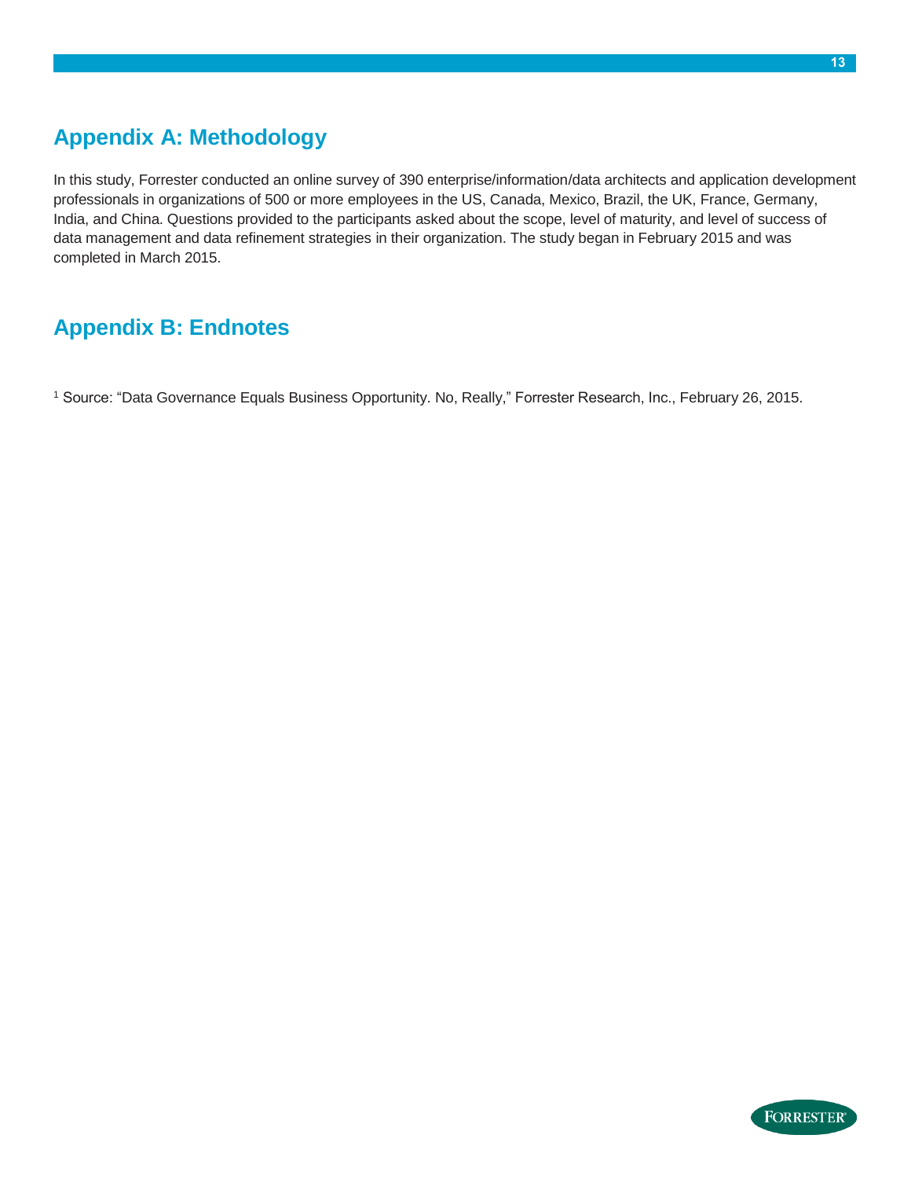## Appendix A: Methodology

In this study, Forrester conducted an online survey of 390 enterprise/information/data architects and application development professionals in organizations of 500 or more employees in the US, Canada, Mexico, Brazil, the UK, France, Germany, India, and China. Questions provided to the participants asked about the scope, level of maturity, and level of success of data management and data refinement strategies in their organization. The study began in February 2015 and was completed in March 2015.

## Appendix B: Endnotes

[1] Source: “Data Governance Equals Business Opportunity. No, Really,” Forrester Research, Inc., February 26, 2015.